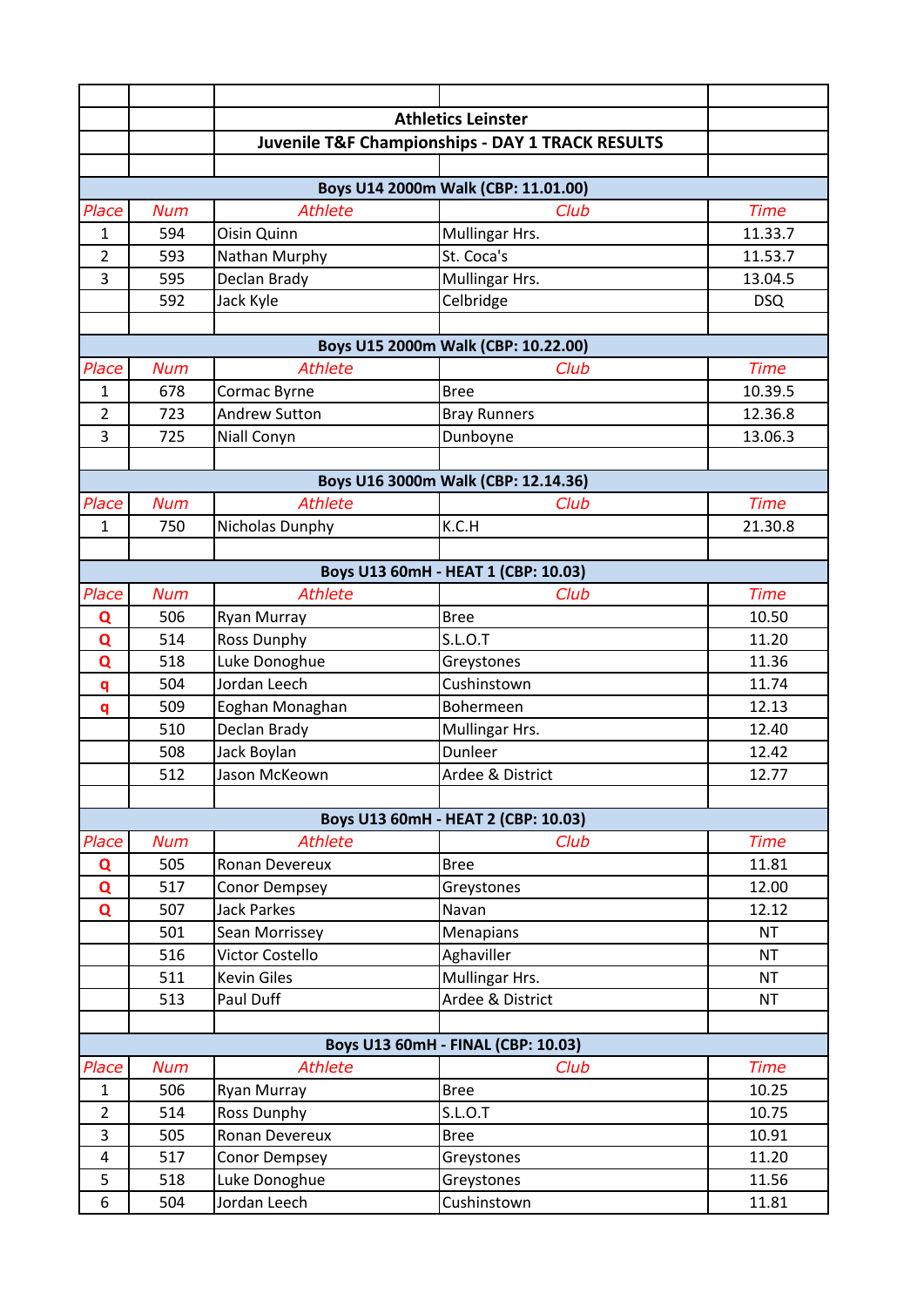## Athletics Leinster

## Juvenile T&F Championships - DAY 1 TRACK RESULTS

### Boys U14 2000m Walk (CBP: 11.01.00)

| Place | Num | Athlete | Club | Time |
|---|---|---|---|---|
| 1 | 594 | Oisin Quinn | Mullingar Hrs. | 11.33.7 |
| 2 | 593 | Nathan Murphy | St. Coca's | 11.53.7 |
| 3 | 595 | Declan Brady | Mullingar Hrs. | 13.04.5 |
| | 592 | Jack Kyle | Celbridge | DSQ |

### Boys U15 2000m Walk (CBP: 10.22.00)

| Place | Num | Athlete | Club | Time |
|---|---|---|---|---|
| 1 | 678 | Cormac Byrne | Bree | 10.39.5 |
| 2 | 723 | Andrew Sutton | Bray Runners | 12.36.8 |
| 3 | 725 | Niall Conyn | Dunboyne | 13.06.3 |

### Boys U16 3000m Walk (CBP: 12.14.36)

| Place | Num | Athlete | Club | Time |
|---|---|---|---|---|
| 1 | 750 | Nicholas Dunphy | K.C.H | 21.30.8 |

### Boys U13 60mH - HEAT 1 (CBP: 10.03)

| Place | Num | Athlete | Club | Time |
|---|---|---|---|---|
| Q | 506 | Ryan Murray | Bree | 10.50 |
| Q | 514 | Ross Dunphy | S.L.O.T | 11.20 |
| Q | 518 | Luke Donoghue | Greystones | 11.36 |
| q | 504 | Jordan Leech | Cushinstown | 11.74 |
| q | 509 | Eoghan Monaghan | Bohermeen | 12.13 |
| | 510 | Declan Brady | Mullingar Hrs. | 12.40 |
| | 508 | Jack Boylan | Dunleer | 12.42 |
| | 512 | Jason McKeown | Ardee & District | 12.77 |

### Boys U13 60mH - HEAT 2 (CBP: 10.03)

| Place | Num | Athlete | Club | Time |
|---|---|---|---|---|
| Q | 505 | Ronan Devereux | Bree | 11.81 |
| Q | 517 | Conor Dempsey | Greystones | 12.00 |
| Q | 507 | Jack Parkes | Navan | 12.12 |
| | 501 | Sean Morrissey | Menapians | NT |
| | 516 | Victor Costello | Aghaviller | NT |
| | 511 | Kevin Giles | Mullingar Hrs. | NT |
| | 513 | Paul Duff | Ardee & District | NT |

### Boys U13 60mH - FINAL (CBP: 10.03)

| Place | Num | Athlete | Club | Time |
|---|---|---|---|---|
| 1 | 506 | Ryan Murray | Bree | 10.25 |
| 2 | 514 | Ross Dunphy | S.L.O.T | 10.75 |
| 3 | 505 | Ronan Devereux | Bree | 10.91 |
| 4 | 517 | Conor Dempsey | Greystones | 11.20 |
| 5 | 518 | Luke Donoghue | Greystones | 11.56 |
| 6 | 504 | Jordan Leech | Cushinstown | 11.81 |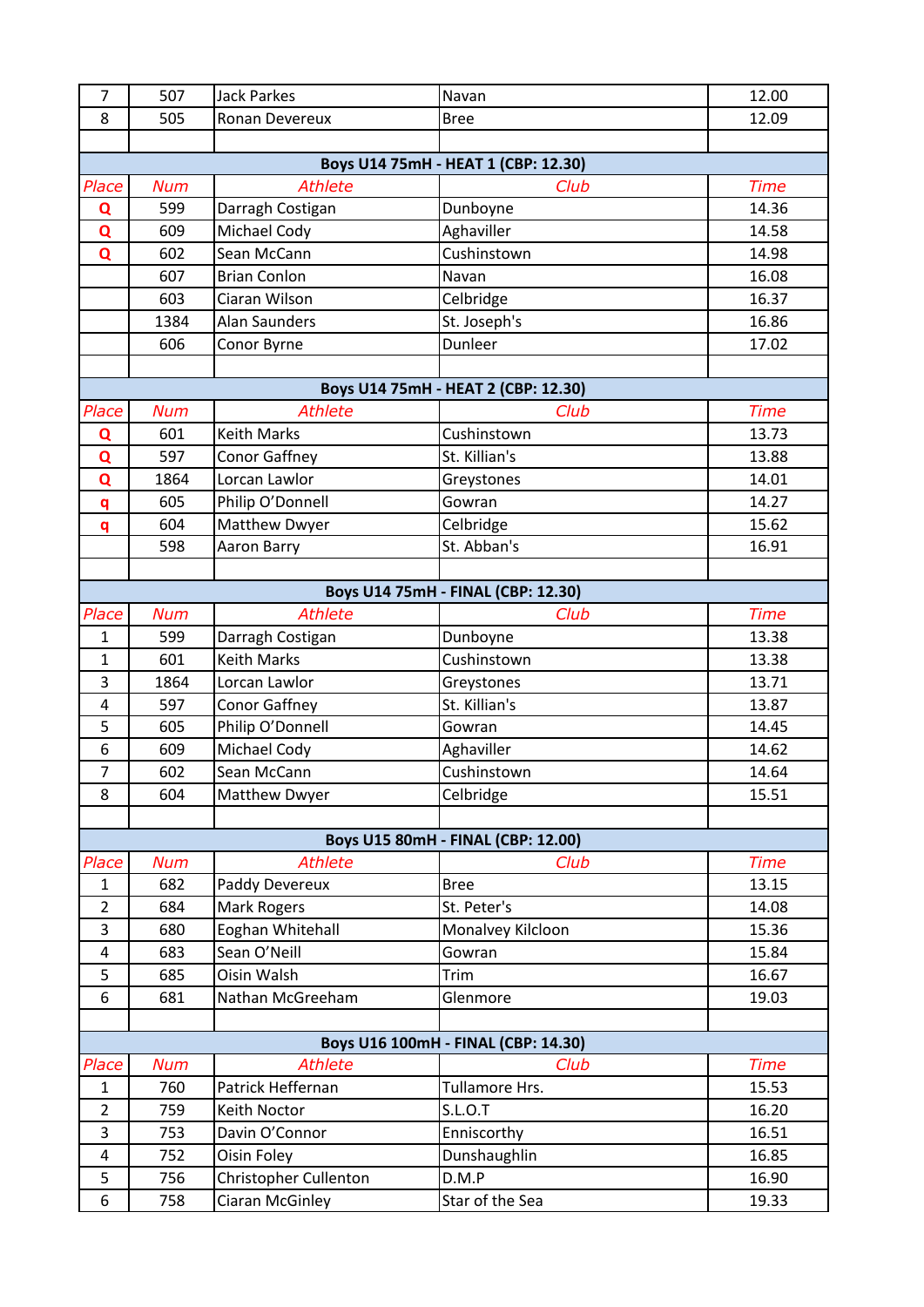| 7 | 507 | Jack Parkes | Navan | 12.00 |
|---|---|---|---|---|
| 8 | 505 | Ronan Devereux | Bree | 12.09 |

**Boys U14 75mH - HEAT 1 (CBP: 12.30)**

| Place | Num | Athlete | Club | Time |
|---|---|---|---|---|
| Q | 599 | Darragh Costigan | Dunboyne | 14.36 |
| Q | 609 | Michael Cody | Aghaviller | 14.58 |
| Q | 602 | Sean McCann | Cushinstown | 14.98 |
| | 607 | Brian Conlon | Navan | 16.08 |
| | 603 | Ciaran Wilson | Celbridge | 16.37 |
| | 1384 | Alan Saunders | St. Joseph's | 16.86 |
| | 606 | Conor Byrne | Dunleer | 17.02 |

**Boys U14 75mH - HEAT 2 (CBP: 12.30)**

| Place | Num | Athlete | Club | Time |
|---|---|---|---|---|
| Q | 601 | Keith Marks | Cushinstown | 13.73 |
| Q | 597 | Conor Gaffney | St. Killian's | 13.88 |
| Q | 1864 | Lorcan Lawlor | Greystones | 14.01 |
| q | 605 | Philip O'Donnell | Gowran | 14.27 |
| q | 604 | Matthew Dwyer | Celbridge | 15.62 |
| | 598 | Aaron Barry | St. Abban's | 16.91 |

**Boys U14 75mH - FINAL (CBP: 12.30)**

| Place | Num | Athlete | Club | Time |
|---|---|---|---|---|
| 1 | 599 | Darragh Costigan | Dunboyne | 13.38 |
| 1 | 601 | Keith Marks | Cushinstown | 13.38 |
| 3 | 1864 | Lorcan Lawlor | Greystones | 13.71 |
| 4 | 597 | Conor Gaffney | St. Killian's | 13.87 |
| 5 | 605 | Philip O'Donnell | Gowran | 14.45 |
| 6 | 609 | Michael Cody | Aghaviller | 14.62 |
| 7 | 602 | Sean McCann | Cushinstown | 14.64 |
| 8 | 604 | Matthew Dwyer | Celbridge | 15.51 |

**Boys U15 80mH - FINAL (CBP: 12.00)**

| Place | Num | Athlete | Club | Time |
|---|---|---|---|---|
| 1 | 682 | Paddy Devereux | Bree | 13.15 |
| 2 | 684 | Mark Rogers | St. Peter's | 14.08 |
| 3 | 680 | Eoghan Whitehall | Monalvey Kilcloon | 15.36 |
| 4 | 683 | Sean O'Neill | Gowran | 15.84 |
| 5 | 685 | Oisin Walsh | Trim | 16.67 |
| 6 | 681 | Nathan McGreeham | Glenmore | 19.03 |

**Boys U16 100mH - FINAL (CBP: 14.30)**

| Place | Num | Athlete | Club | Time |
|---|---|---|---|---|
| 1 | 760 | Patrick Heffernan | Tullamore Hrs. | 15.53 |
| 2 | 759 | Keith Noctor | S.L.O.T | 16.20 |
| 3 | 753 | Davin O'Connor | Enniscorthy | 16.51 |
| 4 | 752 | Oisin Foley | Dunshaughlin | 16.85 |
| 5 | 756 | Christopher Cullenton | D.M.P | 16.90 |
| 6 | 758 | Ciaran McGinley | Star of the Sea | 19.33 |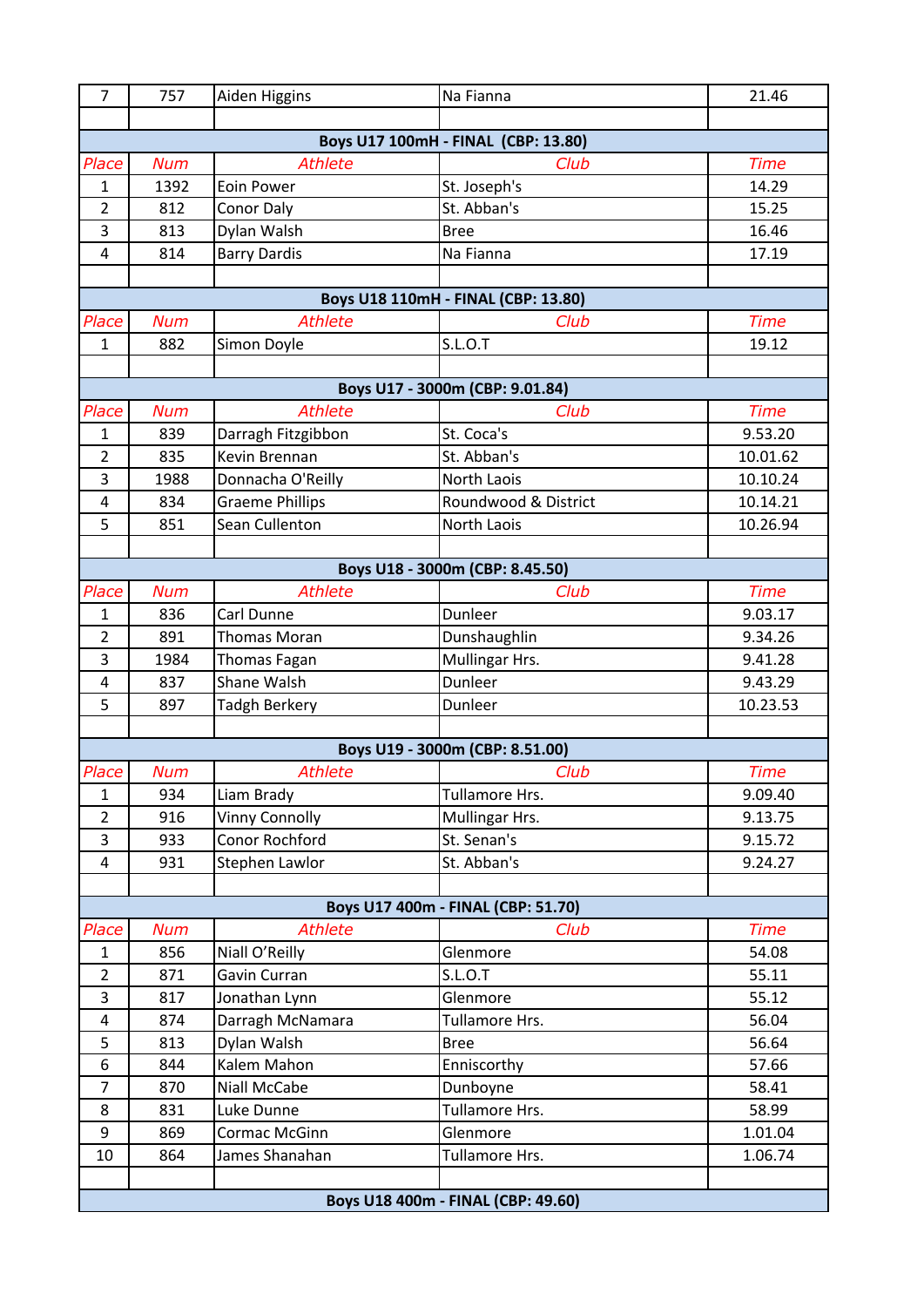| 7 | 757 | Aiden Higgins | Na Fianna | 21.46 |
|---|---|---|---|---|

**Boys U17 100mH - FINAL (CBP: 13.80)**

| Place | Num | Athlete | Club | Time |
|---|---|---|---|---|
| 1 | 1392 | Eoin Power | St. Joseph's | 14.29 |
| 2 | 812 | Conor Daly | St. Abban's | 15.25 |
| 3 | 813 | Dylan Walsh | Bree | 16.46 |
| 4 | 814 | Barry Dardis | Na Fianna | 17.19 |

**Boys U18 110mH - FINAL (CBP: 13.80)**

| Place | Num | Athlete | Club | Time |
|---|---|---|---|---|
| 1 | 882 | Simon Doyle | S.L.O.T | 19.12 |

**Boys U17 - 3000m (CBP: 9.01.84)**

| Place | Num | Athlete | Club | Time |
|---|---|---|---|---|
| 1 | 839 | Darragh Fitzgibbon | St. Coca's | 9.53.20 |
| 2 | 835 | Kevin Brennan | St. Abban's | 10.01.62 |
| 3 | 1988 | Donnacha O'Reilly | North Laois | 10.10.24 |
| 4 | 834 | Graeme Phillips | Roundwood & District | 10.14.21 |
| 5 | 851 | Sean Cullenton | North Laois | 10.26.94 |

**Boys U18 - 3000m (CBP: 8.45.50)**

| Place | Num | Athlete | Club | Time |
|---|---|---|---|---|
| 1 | 836 | Carl Dunne | Dunleer | 9.03.17 |
| 2 | 891 | Thomas Moran | Dunshaughlin | 9.34.26 |
| 3 | 1984 | Thomas Fagan | Mullingar Hrs. | 9.41.28 |
| 4 | 837 | Shane Walsh | Dunleer | 9.43.29 |
| 5 | 897 | Tadgh Berkery | Dunleer | 10.23.53 |

**Boys U19 - 3000m (CBP: 8.51.00)**

| Place | Num | Athlete | Club | Time |
|---|---|---|---|---|
| 1 | 934 | Liam Brady | Tullamore Hrs. | 9.09.40 |
| 2 | 916 | Vinny Connolly | Mullingar Hrs. | 9.13.75 |
| 3 | 933 | Conor Rochford | St. Senan's | 9.15.72 |
| 4 | 931 | Stephen Lawlor | St. Abban's | 9.24.27 |

**Boys U17 400m - FINAL (CBP: 51.70)**

| Place | Num | Athlete | Club | Time |
|---|---|---|---|---|
| 1 | 856 | Niall O'Reilly | Glenmore | 54.08 |
| 2 | 871 | Gavin Curran | S.L.O.T | 55.11 |
| 3 | 817 | Jonathan Lynn | Glenmore | 55.12 |
| 4 | 874 | Darragh McNamara | Tullamore Hrs. | 56.04 |
| 5 | 813 | Dylan Walsh | Bree | 56.64 |
| 6 | 844 | Kalem Mahon | Enniscorthy | 57.66 |
| 7 | 870 | Niall McCabe | Dunboyne | 58.41 |
| 8 | 831 | Luke Dunne | Tullamore Hrs. | 58.99 |
| 9 | 869 | Cormac McGinn | Glenmore | 1.01.04 |
| 10 | 864 | James Shanahan | Tullamore Hrs. | 1.06.74 |

**Boys U18 400m - FINAL (CBP: 49.60)**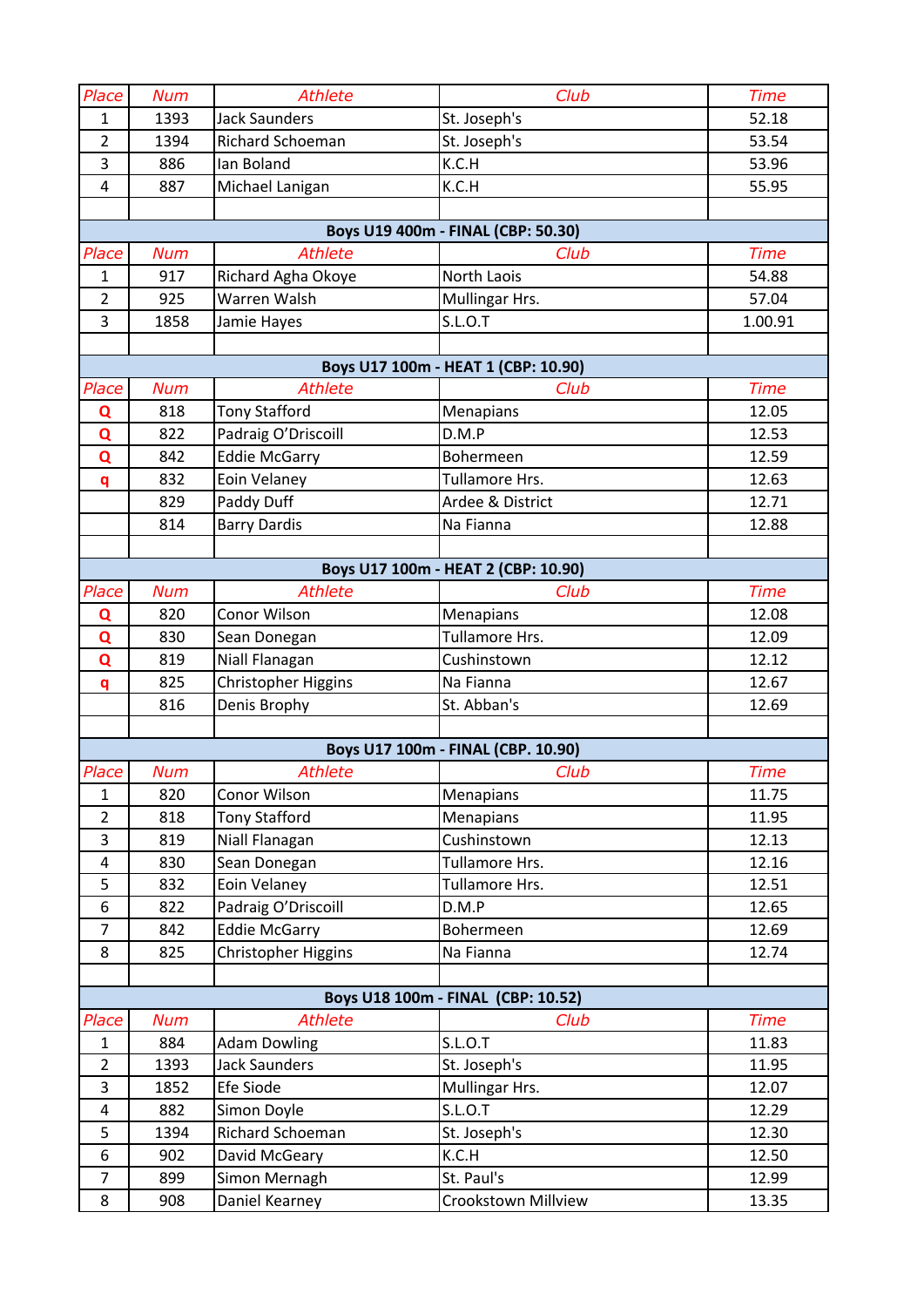| Place | Num | Athlete | Club | Time |
|---|---|---|---|---|
| 1 | 1393 | Jack Saunders | St. Joseph's | 52.18 |
| 2 | 1394 | Richard Schoeman | St. Joseph's | 53.54 |
| 3 | 886 | Ian Boland | K.C.H | 53.96 |
| 4 | 887 | Michael Lanigan | K.C.H | 55.95 |

**Boys U19 400m - FINAL (CBP: 50.30)**

| Place | Num | Athlete | Club | Time |
|---|---|---|---|---|
| 1 | 917 | Richard Agha Okoye | North Laois | 54.88 |
| 2 | 925 | Warren Walsh | Mullingar Hrs. | 57.04 |
| 3 | 1858 | Jamie Hayes | S.L.O.T | 1.00.91 |

**Boys U17 100m - HEAT 1 (CBP: 10.90)**

| Place | Num | Athlete | Club | Time |
|---|---|---|---|---|
| Q | 818 | Tony Stafford | Menapians | 12.05 |
| Q | 822 | Padraig O'Driscoill | D.M.P | 12.53 |
| Q | 842 | Eddie McGarry | Bohermeen | 12.59 |
| q | 832 | Eoin Velaney | Tullamore Hrs. | 12.63 |
| | 829 | Paddy Duff | Ardee & District | 12.71 |
| | 814 | Barry Dardis | Na Fianna | 12.88 |

**Boys U17 100m - HEAT 2 (CBP: 10.90)**

| Place | Num | Athlete | Club | Time |
|---|---|---|---|---|
| Q | 820 | Conor Wilson | Menapians | 12.08 |
| Q | 830 | Sean Donegan | Tullamore Hrs. | 12.09 |
| Q | 819 | Niall Flanagan | Cushinstown | 12.12 |
| q | 825 | Christopher Higgins | Na Fianna | 12.67 |
| | 816 | Denis Brophy | St. Abban's | 12.69 |

**Boys U17 100m - FINAL (CBP. 10.90)**

| Place | Num | Athlete | Club | Time |
|---|---|---|---|---|
| 1 | 820 | Conor Wilson | Menapians | 11.75 |
| 2 | 818 | Tony Stafford | Menapians | 11.95 |
| 3 | 819 | Niall Flanagan | Cushinstown | 12.13 |
| 4 | 830 | Sean Donegan | Tullamore Hrs. | 12.16 |
| 5 | 832 | Eoin Velaney | Tullamore Hrs. | 12.51 |
| 6 | 822 | Padraig O'Driscoill | D.M.P | 12.65 |
| 7 | 842 | Eddie McGarry | Bohermeen | 12.69 |
| 8 | 825 | Christopher Higgins | Na Fianna | 12.74 |

**Boys U18 100m - FINAL (CBP: 10.52)**

| Place | Num | Athlete | Club | Time |
|---|---|---|---|---|
| 1 | 884 | Adam Dowling | S.L.O.T | 11.83 |
| 2 | 1393 | Jack Saunders | St. Joseph's | 11.95 |
| 3 | 1852 | Efe Siode | Mullingar Hrs. | 12.07 |
| 4 | 882 | Simon Doyle | S.L.O.T | 12.29 |
| 5 | 1394 | Richard Schoeman | St. Joseph's | 12.30 |
| 6 | 902 | David McGeary | K.C.H | 12.50 |
| 7 | 899 | Simon Mernagh | St. Paul's | 12.99 |
| 8 | 908 | Daniel Kearney | Crookstown Millview | 13.35 |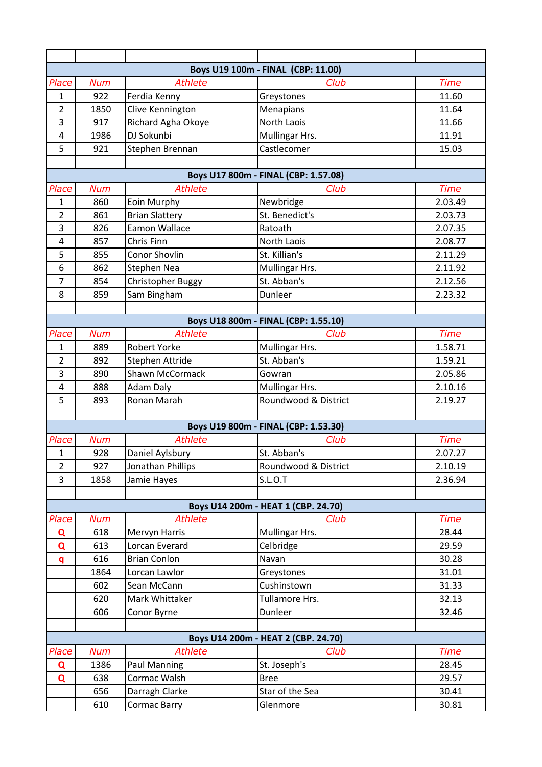| Place | Num | Athlete | Club | Time |
|---|---|---|---|---|
| **Boys U19 100m - FINAL (CBP: 11.00)** | | | | |
| Place | Num | Athlete | Club | Time |
| 1 | 922 | Ferdia Kenny | Greystones | 11.60 |
| 2 | 1850 | Clive Kennington | Menapians | 11.64 |
| 3 | 917 | Richard Agha Okoye | North Laois | 11.66 |
| 4 | 1986 | DJ Sokunbi | Mullingar Hrs. | 11.91 |
| 5 | 921 | Stephen Brennan | Castlecomer | 15.03 |
| | | | | |
| **Boys U17 800m - FINAL (CBP: 1.57.08)** | | | | |
| Place | Num | Athlete | Club | Time |
| 1 | 860 | Eoin Murphy | Newbridge | 2.03.49 |
| 2 | 861 | Brian Slattery | St. Benedict's | 2.03.73 |
| 3 | 826 | Eamon Wallace | Ratoath | 2.07.35 |
| 4 | 857 | Chris Finn | North Laois | 2.08.77 |
| 5 | 855 | Conor Shovlin | St. Killian's | 2.11.29 |
| 6 | 862 | Stephen Nea | Mullingar Hrs. | 2.11.92 |
| 7 | 854 | Christopher Buggy | St. Abban's | 2.12.56 |
| 8 | 859 | Sam Bingham | Dunleer | 2.23.32 |
| | | | | |
| **Boys U18 800m - FINAL (CBP: 1.55.10)** | | | | |
| Place | Num | Athlete | Club | Time |
| 1 | 889 | Robert Yorke | Mullingar Hrs. | 1.58.71 |
| 2 | 892 | Stephen Attride | St. Abban's | 1.59.21 |
| 3 | 890 | Shawn McCormack | Gowran | 2.05.86 |
| 4 | 888 | Adam Daly | Mullingar Hrs. | 2.10.16 |
| 5 | 893 | Ronan Marah | Roundwood & District | 2.19.27 |
| | | | | |
| **Boys U19 800m - FINAL (CBP: 1.53.30)** | | | | |
| Place | Num | Athlete | Club | Time |
| 1 | 928 | Daniel Aylsbury | St. Abban's | 2.07.27 |
| 2 | 927 | Jonathan Phillips | Roundwood & District | 2.10.19 |
| 3 | 1858 | Jamie Hayes | S.L.O.T | 2.36.94 |
| | | | | |
| **Boys U14 200m - HEAT 1 (CBP. 24.70)** | | | | |
| Place | Num | Athlete | Club | Time |
| Q | 618 | Mervyn Harris | Mullingar Hrs. | 28.44 |
| Q | 613 | Lorcan Everard | Celbridge | 29.59 |
| q | 616 | Brian Conlon | Navan | 30.28 |
| | 1864 | Lorcan Lawlor | Greystones | 31.01 |
| | 602 | Sean McCann | Cushinstown | 31.33 |
| | 620 | Mark Whittaker | Tullamore Hrs. | 32.13 |
| | 606 | Conor Byrne | Dunleer | 32.46 |
| | | | | |
| **Boys U14 200m - HEAT 2 (CBP. 24.70)** | | | | |
| Place | Num | Athlete | Club | Time |
| Q | 1386 | Paul Manning | St. Joseph's | 28.45 |
| Q | 638 | Cormac Walsh | Bree | 29.57 |
| | 656 | Darragh Clarke | Star of the Sea | 30.41 |
| | 610 | Cormac Barry | Glenmore | 30.81 |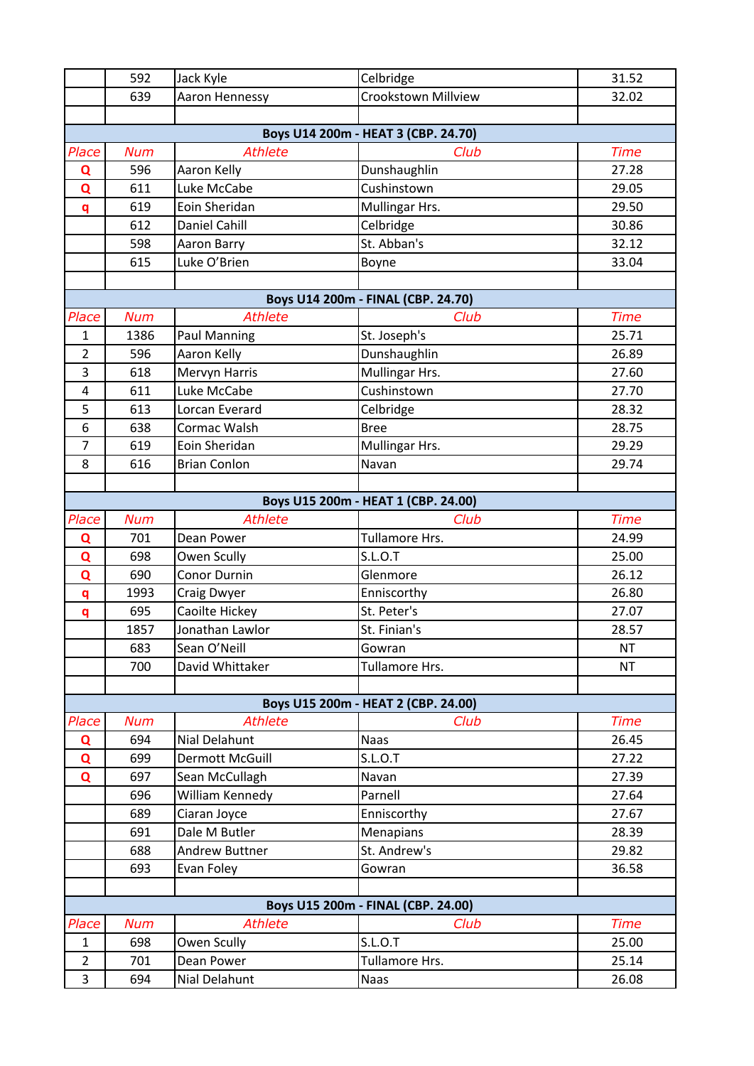| Place | Num | Athlete | Club | Time |
|---|---|---|---|---|
| | 592 | Jack Kyle | Celbridge | 31.52 |
| | 639 | Aaron Hennessy | Crookstown Millview | 32.02 |

**Boys U14 200m - HEAT 3 (CBP. 24.70)**

| Place | Num | Athlete | Club | Time |
|---|---|---|---|---|
| Q | 596 | Aaron Kelly | Dunshaughlin | 27.28 |
| Q | 611 | Luke McCabe | Cushinstown | 29.05 |
| q | 619 | Eoin Sheridan | Mullingar Hrs. | 29.50 |
| | 612 | Daniel Cahill | Celbridge | 30.86 |
| | 598 | Aaron Barry | St. Abban's | 32.12 |
| | 615 | Luke O'Brien | Boyne | 33.04 |

**Boys U14 200m - FINAL (CBP. 24.70)**

| Place | Num | Athlete | Club | Time |
|---|---|---|---|---|
| 1 | 1386 | Paul Manning | St. Joseph's | 25.71 |
| 2 | 596 | Aaron Kelly | Dunshaughlin | 26.89 |
| 3 | 618 | Mervyn Harris | Mullingar Hrs. | 27.60 |
| 4 | 611 | Luke McCabe | Cushinstown | 27.70 |
| 5 | 613 | Lorcan Everard | Celbridge | 28.32 |
| 6 | 638 | Cormac Walsh | Bree | 28.75 |
| 7 | 619 | Eoin Sheridan | Mullingar Hrs. | 29.29 |
| 8 | 616 | Brian Conlon | Navan | 29.74 |

**Boys U15 200m - HEAT 1 (CBP. 24.00)**

| Place | Num | Athlete | Club | Time |
|---|---|---|---|---|
| Q | 701 | Dean Power | Tullamore Hrs. | 24.99 |
| Q | 698 | Owen Scully | S.L.O.T | 25.00 |
| Q | 690 | Conor Durnin | Glenmore | 26.12 |
| q | 1993 | Craig Dwyer | Enniscorthy | 26.80 |
| q | 695 | Caoilte Hickey | St. Peter's | 27.07 |
| | 1857 | Jonathan Lawlor | St. Finian's | 28.57 |
| | 683 | Sean O'Neill | Gowran | NT |
| | 700 | David Whittaker | Tullamore Hrs. | NT |

**Boys U15 200m - HEAT 2 (CBP. 24.00)**

| Place | Num | Athlete | Club | Time |
|---|---|---|---|---|
| Q | 694 | Nial Delahunt | Naas | 26.45 |
| Q | 699 | Dermott McGuill | S.L.O.T | 27.22 |
| Q | 697 | Sean McCullagh | Navan | 27.39 |
| | 696 | William Kennedy | Parnell | 27.64 |
| | 689 | Ciaran Joyce | Enniscorthy | 27.67 |
| | 691 | Dale M Butler | Menapians | 28.39 |
| | 688 | Andrew Buttner | St. Andrew's | 29.82 |
| | 693 | Evan Foley | Gowran | 36.58 |

**Boys U15 200m - FINAL (CBP. 24.00)**

| Place | Num | Athlete | Club | Time |
|---|---|---|---|---|
| 1 | 698 | Owen Scully | S.L.O.T | 25.00 |
| 2 | 701 | Dean Power | Tullamore Hrs. | 25.14 |
| 3 | 694 | Nial Delahunt | Naas | 26.08 |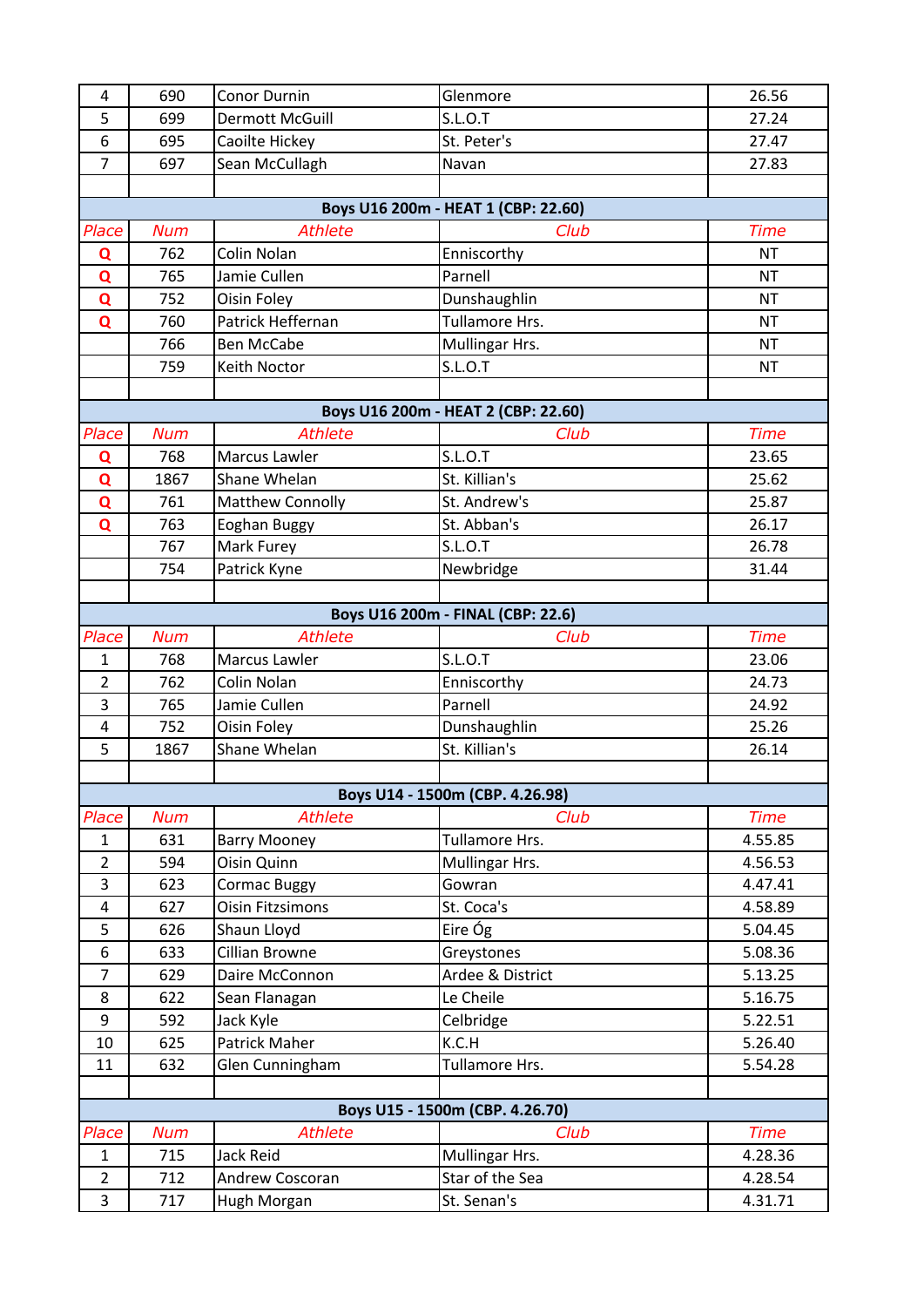| Place | Num | Athlete | Club | Time |
|---|---|---|---|---|
| 4 | 690 | Conor Durnin | Glenmore | 26.56 |
| 5 | 699 | Dermott McGuill | S.L.O.T | 27.24 |
| 6 | 695 | Caoilte Hickey | St. Peter's | 27.47 |
| 7 | 697 | Sean McCullagh | Navan | 27.83 |

**Boys U16 200m - HEAT 1 (CBP: 22.60)**

| Place | Num | Athlete | Club | Time |
|---|---|---|---|---|
| Q | 762 | Colin Nolan | Enniscorthy | NT |
| Q | 765 | Jamie Cullen | Parnell | NT |
| Q | 752 | Oisin Foley | Dunshaughlin | NT |
| Q | 760 | Patrick Heffernan | Tullamore Hrs. | NT |
| | 766 | Ben McCabe | Mullingar Hrs. | NT |
| | 759 | Keith Noctor | S.L.O.T | NT |

**Boys U16 200m - HEAT 2 (CBP: 22.60)**

| Place | Num | Athlete | Club | Time |
|---|---|---|---|---|
| Q | 768 | Marcus Lawler | S.L.O.T | 23.65 |
| Q | 1867 | Shane Whelan | St. Killian's | 25.62 |
| Q | 761 | Matthew Connolly | St. Andrew's | 25.87 |
| Q | 763 | Eoghan Buggy | St. Abban's | 26.17 |
| | 767 | Mark Furey | S.L.O.T | 26.78 |
| | 754 | Patrick Kyne | Newbridge | 31.44 |

**Boys U16 200m - FINAL (CBP: 22.6)**

| Place | Num | Athlete | Club | Time |
|---|---|---|---|---|
| 1 | 768 | Marcus Lawler | S.L.O.T | 23.06 |
| 2 | 762 | Colin Nolan | Enniscorthy | 24.73 |
| 3 | 765 | Jamie Cullen | Parnell | 24.92 |
| 4 | 752 | Oisin Foley | Dunshaughlin | 25.26 |
| 5 | 1867 | Shane Whelan | St. Killian's | 26.14 |

**Boys U14 - 1500m (CBP. 4.26.98)**

| Place | Num | Athlete | Club | Time |
|---|---|---|---|---|
| 1 | 631 | Barry Mooney | Tullamore Hrs. | 4.55.85 |
| 2 | 594 | Oisin Quinn | Mullingar Hrs. | 4.56.53 |
| 3 | 623 | Cormac Buggy | Gowran | 4.47.41 |
| 4 | 627 | Oisin Fitzsimons | St. Coca's | 4.58.89 |
| 5 | 626 | Shaun Lloyd | Eire Óg | 5.04.45 |
| 6 | 633 | Cillian Browne | Greystones | 5.08.36 |
| 7 | 629 | Daire McConnon | Ardee & District | 5.13.25 |
| 8 | 622 | Sean Flanagan | Le Cheile | 5.16.75 |
| 9 | 592 | Jack Kyle | Celbridge | 5.22.51 |
| 10 | 625 | Patrick Maher | K.C.H | 5.26.40 |
| 11 | 632 | Glen Cunningham | Tullamore Hrs. | 5.54.28 |

**Boys U15 - 1500m (CBP. 4.26.70)**

| Place | Num | Athlete | Club | Time |
|---|---|---|---|---|
| 1 | 715 | Jack Reid | Mullingar Hrs. | 4.28.36 |
| 2 | 712 | Andrew Coscoran | Star of the Sea | 4.28.54 |
| 3 | 717 | Hugh Morgan | St. Senan's | 4.31.71 |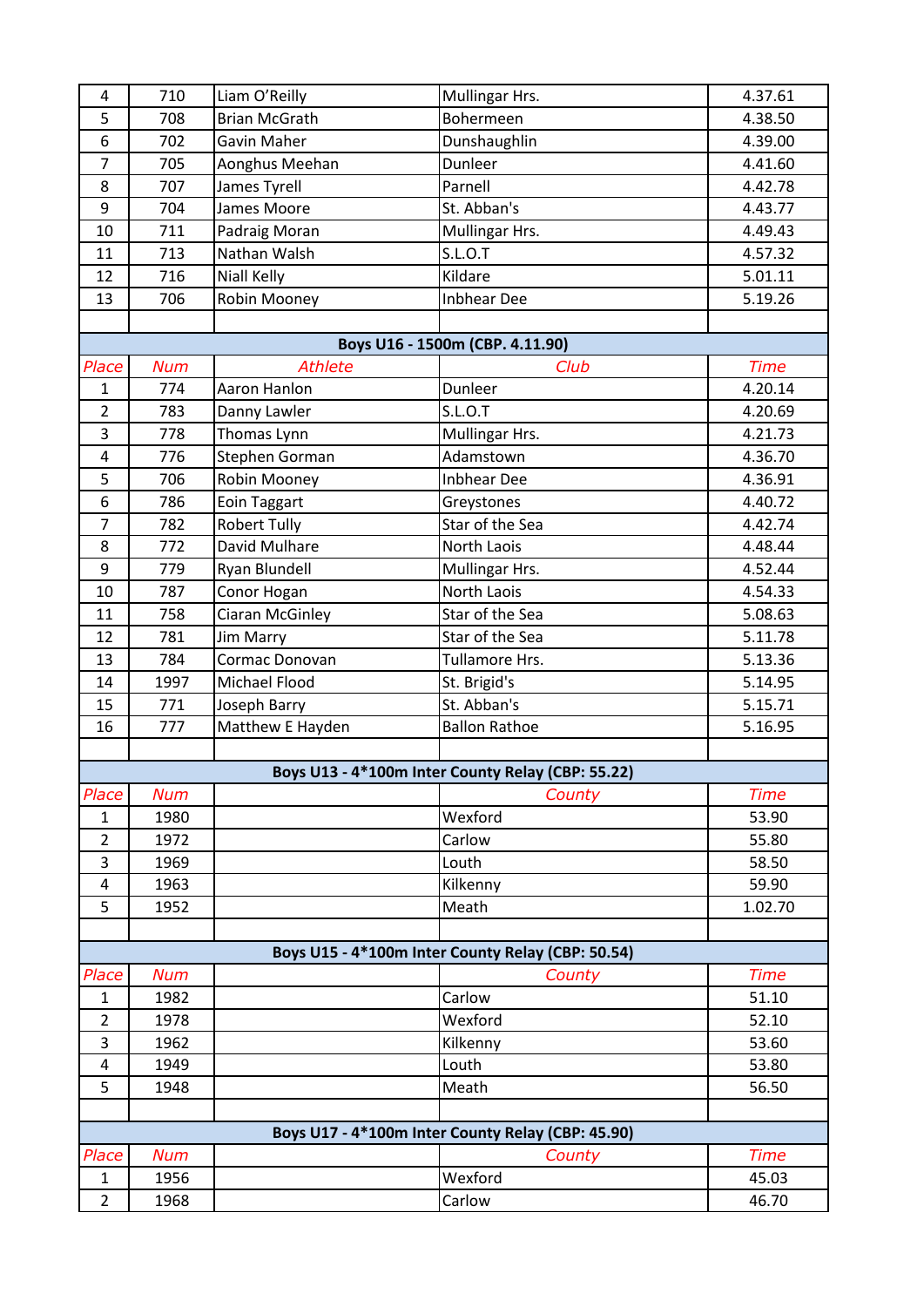| | | | | |
|---|---|---|---|---|
| 4 | 710 | Liam O'Reilly | Mullingar Hrs. | 4.37.61 |
| 5 | 708 | Brian McGrath | Bohermeen | 4.38.50 |
| 6 | 702 | Gavin Maher | Dunshaughlin | 4.39.00 |
| 7 | 705 | Aonghus Meehan | Dunleer | 4.41.60 |
| 8 | 707 | James Tyrell | Parnell | 4.42.78 |
| 9 | 704 | James Moore | St. Abban's | 4.43.77 |
| 10 | 711 | Padraig Moran | Mullingar Hrs. | 4.49.43 |
| 11 | 713 | Nathan Walsh | S.L.O.T | 4.57.32 |
| 12 | 716 | Niall Kelly | Kildare | 5.01.11 |
| 13 | 706 | Robin Mooney | Inbhear Dee | 5.19.26 |

**Boys U16 - 1500m (CBP. 4.11.90)**

| Place | Num | Athlete | Club | Time |
|---|---|---|---|---|
| 1 | 774 | Aaron Hanlon | Dunleer | 4.20.14 |
| 2 | 783 | Danny Lawler | S.L.O.T | 4.20.69 |
| 3 | 778 | Thomas Lynn | Mullingar Hrs. | 4.21.73 |
| 4 | 776 | Stephen Gorman | Adamstown | 4.36.70 |
| 5 | 706 | Robin Mooney | Inbhear Dee | 4.36.91 |
| 6 | 786 | Eoin Taggart | Greystones | 4.40.72 |
| 7 | 782 | Robert Tully | Star of the Sea | 4.42.74 |
| 8 | 772 | David Mulhare | North Laois | 4.48.44 |
| 9 | 779 | Ryan Blundell | Mullingar Hrs. | 4.52.44 |
| 10 | 787 | Conor Hogan | North Laois | 4.54.33 |
| 11 | 758 | Ciaran McGinley | Star of the Sea | 5.08.63 |
| 12 | 781 | Jim Marry | Star of the Sea | 5.11.78 |
| 13 | 784 | Cormac Donovan | Tullamore Hrs. | 5.13.36 |
| 14 | 1997 | Michael Flood | St. Brigid's | 5.14.95 |
| 15 | 771 | Joseph Barry | St. Abban's | 5.15.71 |
| 16 | 777 | Matthew E Hayden | Ballon Rathoe | 5.16.95 |

**Boys U13 - 4*100m Inter County Relay (CBP: 55.22)**

| Place | Num | | County | Time |
|---|---|---|---|---|
| 1 | 1980 | | Wexford | 53.90 |
| 2 | 1972 | | Carlow | 55.80 |
| 3 | 1969 | | Louth | 58.50 |
| 4 | 1963 | | Kilkenny | 59.90 |
| 5 | 1952 | | Meath | 1.02.70 |

**Boys U15 - 4*100m Inter County Relay (CBP: 50.54)**

| Place | Num | | County | Time |
|---|---|---|---|---|
| 1 | 1982 | | Carlow | 51.10 |
| 2 | 1978 | | Wexford | 52.10 |
| 3 | 1962 | | Kilkenny | 53.60 |
| 4 | 1949 | | Louth | 53.80 |
| 5 | 1948 | | Meath | 56.50 |

**Boys U17 - 4*100m Inter County Relay (CBP: 45.90)**

| Place | Num | | County | Time |
|---|---|---|---|---|
| 1 | 1956 | | Wexford | 45.03 |
| 2 | 1968 | | Carlow | 46.70 |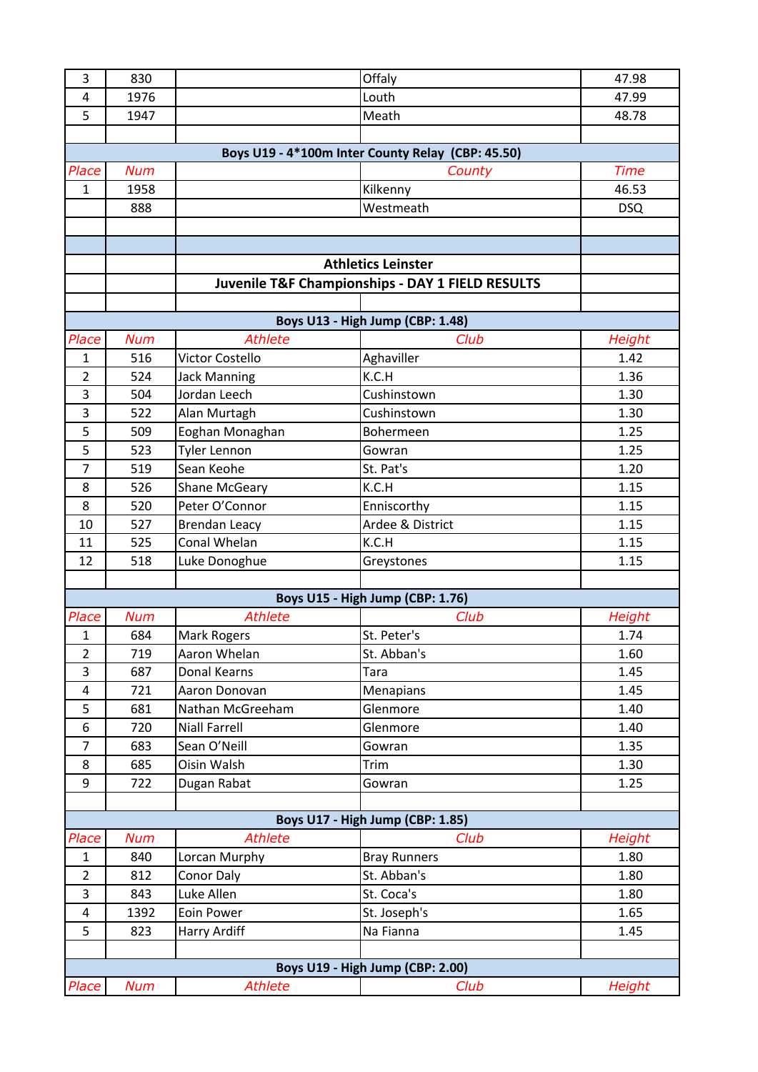| | | | | |
|---|---|---|---|---|
| 3 | 830 | | Offaly | 47.98 |
| 4 | 1976 | | Louth | 47.99 |
| 5 | 1947 | | Meath | 48.78 |

**Boys U19 - 4*100m Inter County Relay (CBP: 45.50)**

| Place | Num | | County | Time |
|---|---|---|---|---|
| 1 | 1958 | | Kilkenny | 46.53 |
| | 888 | | Westmeath | DSQ |

## Athletics Leinster

## Juvenile T&F Championships - DAY 1 FIELD RESULTS

**Boys U13 - High Jump (CBP: 1.48)**

| Place | Num | Athlete | Club | Height |
|---|---|---|---|---|
| 1 | 516 | Victor Costello | Aghaviller | 1.42 |
| 2 | 524 | Jack Manning | K.C.H | 1.36 |
| 3 | 504 | Jordan Leech | Cushinstown | 1.30 |
| 3 | 522 | Alan Murtagh | Cushinstown | 1.30 |
| 5 | 509 | Eoghan Monaghan | Bohermeen | 1.25 |
| 5 | 523 | Tyler Lennon | Gowran | 1.25 |
| 7 | 519 | Sean Keohe | St. Pat's | 1.20 |
| 8 | 526 | Shane McGeary | K.C.H | 1.15 |
| 8 | 520 | Peter O'Connor | Enniscorthy | 1.15 |
| 10 | 527 | Brendan Leacy | Ardee & District | 1.15 |
| 11 | 525 | Conal Whelan | K.C.H | 1.15 |
| 12 | 518 | Luke Donoghue | Greystones | 1.15 |

**Boys U15 - High Jump (CBP: 1.76)**

| Place | Num | Athlete | Club | Height |
|---|---|---|---|---|
| 1 | 684 | Mark Rogers | St. Peter's | 1.74 |
| 2 | 719 | Aaron Whelan | St. Abban's | 1.60 |
| 3 | 687 | Donal Kearns | Tara | 1.45 |
| 4 | 721 | Aaron Donovan | Menapians | 1.45 |
| 5 | 681 | Nathan McGreeham | Glenmore | 1.40 |
| 6 | 720 | Niall Farrell | Glenmore | 1.40 |
| 7 | 683 | Sean O'Neill | Gowran | 1.35 |
| 8 | 685 | Oisin Walsh | Trim | 1.30 |
| 9 | 722 | Dugan Rabat | Gowran | 1.25 |

**Boys U17 - High Jump (CBP: 1.85)**

| Place | Num | Athlete | Club | Height |
|---|---|---|---|---|
| 1 | 840 | Lorcan Murphy | Bray Runners | 1.80 |
| 2 | 812 | Conor Daly | St. Abban's | 1.80 |
| 3 | 843 | Luke Allen | St. Coca's | 1.80 |
| 4 | 1392 | Eoin Power | St. Joseph's | 1.65 |
| 5 | 823 | Harry Ardiff | Na Fianna | 1.45 |

**Boys U19 - High Jump (CBP: 2.00)**

| Place | Num | Athlete | Club | Height |
|---|---|---|---|---|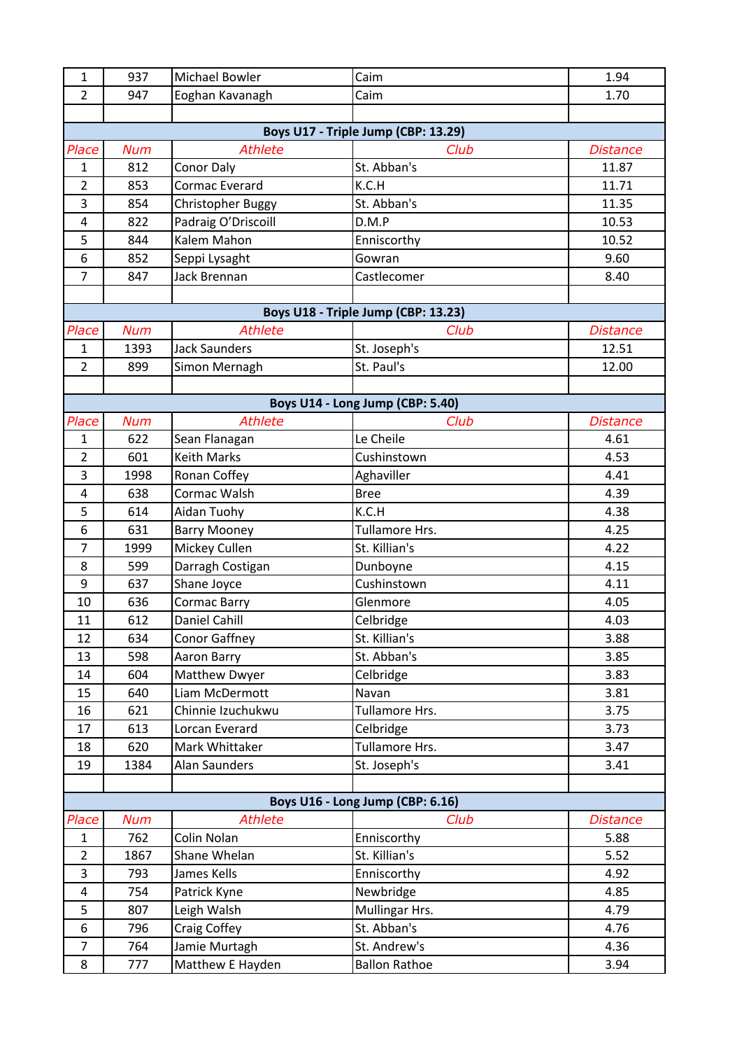| Place | Num | Athlete | Club | Distance |
|---|---|---|---|---|
| 1 | 937 | Michael Bowler | Caim | 1.94 |
| 2 | 947 | Eoghan Kavanagh | Caim | 1.70 |

**Boys U17 - Triple Jump (CBP: 13.29)**

| Place | Num | Athlete | Club | Distance |
|---|---|---|---|---|
| 1 | 812 | Conor Daly | St. Abban's | 11.87 |
| 2 | 853 | Cormac Everard | K.C.H | 11.71 |
| 3 | 854 | Christopher Buggy | St. Abban's | 11.35 |
| 4 | 822 | Padraig O'Driscoill | D.M.P | 10.53 |
| 5 | 844 | Kalem Mahon | Enniscorthy | 10.52 |
| 6 | 852 | Seppi Lysaght | Gowran | 9.60 |
| 7 | 847 | Jack Brennan | Castlecomer | 8.40 |

**Boys U18 - Triple Jump (CBP: 13.23)**

| Place | Num | Athlete | Club | Distance |
|---|---|---|---|---|
| 1 | 1393 | Jack Saunders | St. Joseph's | 12.51 |
| 2 | 899 | Simon Mernagh | St. Paul's | 12.00 |

**Boys U14 - Long Jump (CBP: 5.40)**

| Place | Num | Athlete | Club | Distance |
|---|---|---|---|---|
| 1 | 622 | Sean Flanagan | Le Cheile | 4.61 |
| 2 | 601 | Keith Marks | Cushinstown | 4.53 |
| 3 | 1998 | Ronan Coffey | Aghaviller | 4.41 |
| 4 | 638 | Cormac Walsh | Bree | 4.39 |
| 5 | 614 | Aidan Tuohy | K.C.H | 4.38 |
| 6 | 631 | Barry Mooney | Tullamore Hrs. | 4.25 |
| 7 | 1999 | Mickey Cullen | St. Killian's | 4.22 |
| 8 | 599 | Darragh Costigan | Dunboyne | 4.15 |
| 9 | 637 | Shane Joyce | Cushinstown | 4.11 |
| 10 | 636 | Cormac Barry | Glenmore | 4.05 |
| 11 | 612 | Daniel Cahill | Celbridge | 4.03 |
| 12 | 634 | Conor Gaffney | St. Killian's | 3.88 |
| 13 | 598 | Aaron Barry | St. Abban's | 3.85 |
| 14 | 604 | Matthew Dwyer | Celbridge | 3.83 |
| 15 | 640 | Liam McDermott | Navan | 3.81 |
| 16 | 621 | Chinnie Izuchukwu | Tullamore Hrs. | 3.75 |
| 17 | 613 | Lorcan Everard | Celbridge | 3.73 |
| 18 | 620 | Mark Whittaker | Tullamore Hrs. | 3.47 |
| 19 | 1384 | Alan Saunders | St. Joseph's | 3.41 |

**Boys U16 - Long Jump (CBP: 6.16)**

| Place | Num | Athlete | Club | Distance |
|---|---|---|---|---|
| 1 | 762 | Colin Nolan | Enniscorthy | 5.88 |
| 2 | 1867 | Shane Whelan | St. Killian's | 5.52 |
| 3 | 793 | James Kells | Enniscorthy | 4.92 |
| 4 | 754 | Patrick Kyne | Newbridge | 4.85 |
| 5 | 807 | Leigh Walsh | Mullingar Hrs. | 4.79 |
| 6 | 796 | Craig Coffey | St. Abban's | 4.76 |
| 7 | 764 | Jamie Murtagh | St. Andrew's | 4.36 |
| 8 | 777 | Matthew E Hayden | Ballon Rathoe | 3.94 |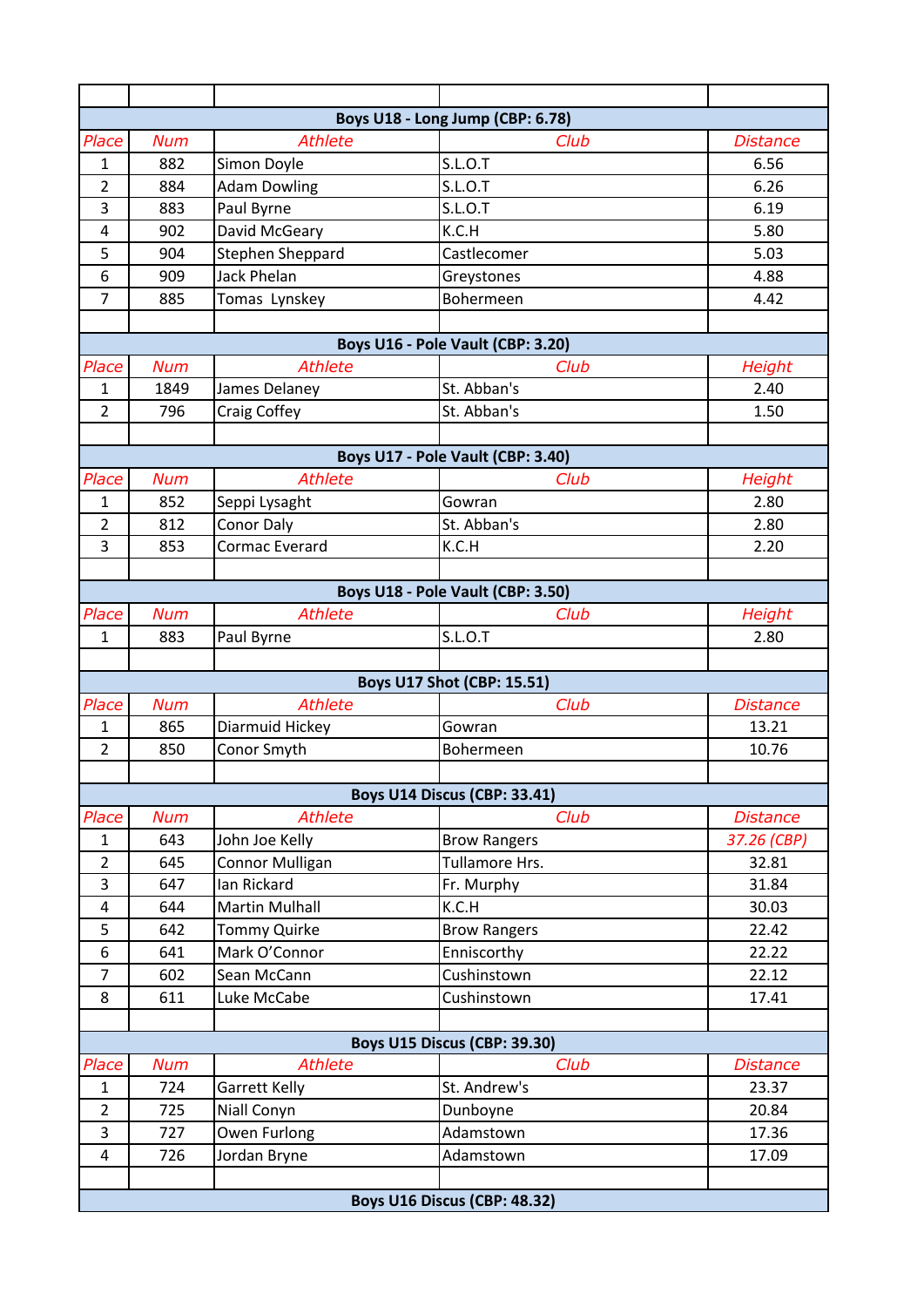| Place | Num | Athlete | Club | Distance |
|---|---|---|---|---|
| **Boys U18 - Long Jump (CBP: 6.78)** | | | | |
| Place | Num | Athlete | Club | Distance |
| 1 | 882 | Simon Doyle | S.L.O.T | 6.56 |
| 2 | 884 | Adam Dowling | S.L.O.T | 6.26 |
| 3 | 883 | Paul Byrne | S.L.O.T | 6.19 |
| 4 | 902 | David McGeary | K.C.H | 5.80 |
| 5 | 904 | Stephen Sheppard | Castlecomer | 5.03 |
| 6 | 909 | Jack Phelan | Greystones | 4.88 |
| 7 | 885 | Tomas Lynskey | Bohermeen | 4.42 |

| Place | Num | Athlete | Club | Height |
|---|---|---|---|---|
| **Boys U16 - Pole Vault (CBP: 3.20)** | | | | |
| 1 | 1849 | James Delaney | St. Abban's | 2.40 |
| 2 | 796 | Craig Coffey | St. Abban's | 1.50 |

| Place | Num | Athlete | Club | Height |
|---|---|---|---|---|
| **Boys U17 - Pole Vault (CBP: 3.40)** | | | | |
| 1 | 852 | Seppi Lysaght | Gowran | 2.80 |
| 2 | 812 | Conor Daly | St. Abban's | 2.80 |
| 3 | 853 | Cormac Everard | K.C.H | 2.20 |

| Place | Num | Athlete | Club | Height |
|---|---|---|---|---|
| **Boys U18 - Pole Vault (CBP: 3.50)** | | | | |
| 1 | 883 | Paul Byrne | S.L.O.T | 2.80 |

| Place | Num | Athlete | Club | Distance |
|---|---|---|---|---|
| **Boys U17 Shot (CBP: 15.51)** | | | | |
| 1 | 865 | Diarmuid Hickey | Gowran | 13.21 |
| 2 | 850 | Conor Smyth | Bohermeen | 10.76 |

| Place | Num | Athlete | Club | Distance |
|---|---|---|---|---|
| **Boys U14 Discus (CBP: 33.41)** | | | | |
| 1 | 643 | John Joe Kelly | Brow Rangers | *37.26 (CBP)* |
| 2 | 645 | Connor Mulligan | Tullamore Hrs. | 32.81 |
| 3 | 647 | Ian Rickard | Fr. Murphy | 31.84 |
| 4 | 644 | Martin Mulhall | K.C.H | 30.03 |
| 5 | 642 | Tommy Quirke | Brow Rangers | 22.42 |
| 6 | 641 | Mark O'Connor | Enniscorthy | 22.22 |
| 7 | 602 | Sean McCann | Cushinstown | 22.12 |
| 8 | 611 | Luke McCabe | Cushinstown | 17.41 |

| Place | Num | Athlete | Club | Distance |
|---|---|---|---|---|
| **Boys U15 Discus (CBP: 39.30)** | | | | |
| 1 | 724 | Garrett Kelly | St. Andrew's | 23.37 |
| 2 | 725 | Niall Conyn | Dunboyne | 20.84 |
| 3 | 727 | Owen Furlong | Adamstown | 17.36 |
| 4 | 726 | Jordan Bryne | Adamstown | 17.09 |

**Boys U16 Discus (CBP: 48.32)**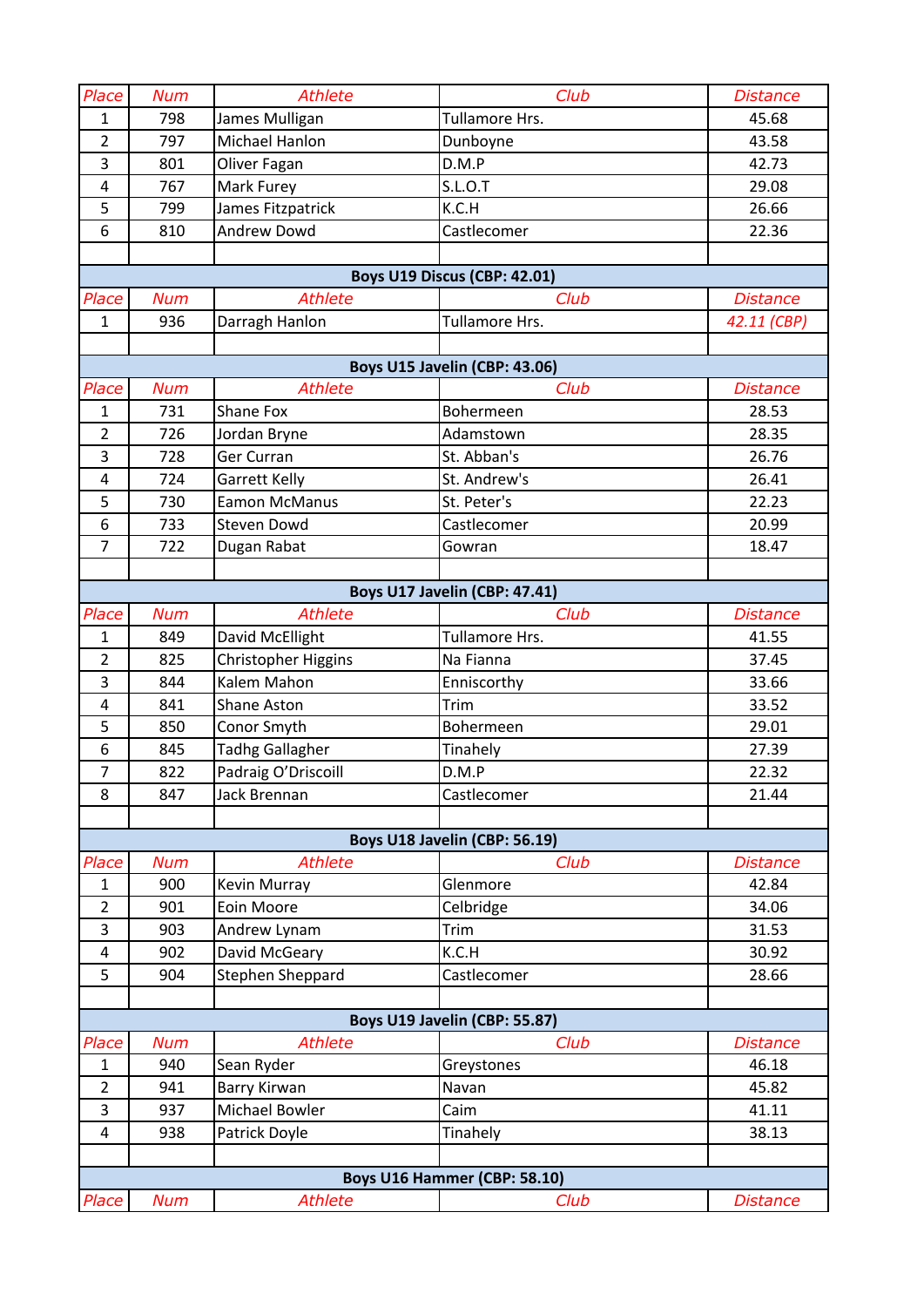| Place | Num | Athlete | Club | Distance |
|---|---|---|---|---|
| 1 | 798 | James Mulligan | Tullamore Hrs. | 45.68 |
| 2 | 797 | Michael Hanlon | Dunboyne | 43.58 |
| 3 | 801 | Oliver Fagan | D.M.P | 42.73 |
| 4 | 767 | Mark Furey | S.L.O.T | 29.08 |
| 5 | 799 | James Fitzpatrick | K.C.H | 26.66 |
| 6 | 810 | Andrew Dowd | Castlecomer | 22.36 |

**Boys U19 Discus (CBP: 42.01)**

| Place | Num | Athlete | Club | Distance |
|---|---|---|---|---|
| 1 | 936 | Darragh Hanlon | Tullamore Hrs. | 42.11 (CBP) |

**Boys U15 Javelin (CBP: 43.06)**

| Place | Num | Athlete | Club | Distance |
|---|---|---|---|---|
| 1 | 731 | Shane Fox | Bohermeen | 28.53 |
| 2 | 726 | Jordan Bryne | Adamstown | 28.35 |
| 3 | 728 | Ger Curran | St. Abban's | 26.76 |
| 4 | 724 | Garrett Kelly | St. Andrew's | 26.41 |
| 5 | 730 | Eamon McManus | St. Peter's | 22.23 |
| 6 | 733 | Steven Dowd | Castlecomer | 20.99 |
| 7 | 722 | Dugan Rabat | Gowran | 18.47 |

**Boys U17 Javelin (CBP: 47.41)**

| Place | Num | Athlete | Club | Distance |
|---|---|---|---|---|
| 1 | 849 | David McEllight | Tullamore Hrs. | 41.55 |
| 2 | 825 | Christopher Higgins | Na Fianna | 37.45 |
| 3 | 844 | Kalem Mahon | Enniscorthy | 33.66 |
| 4 | 841 | Shane Aston | Trim | 33.52 |
| 5 | 850 | Conor Smyth | Bohermeen | 29.01 |
| 6 | 845 | Tadhg Gallagher | Tinahely | 27.39 |
| 7 | 822 | Padraig O'Driscoill | D.M.P | 22.32 |
| 8 | 847 | Jack Brennan | Castlecomer | 21.44 |

**Boys U18 Javelin (CBP: 56.19)**

| Place | Num | Athlete | Club | Distance |
|---|---|---|---|---|
| 1 | 900 | Kevin Murray | Glenmore | 42.84 |
| 2 | 901 | Eoin Moore | Celbridge | 34.06 |
| 3 | 903 | Andrew Lynam | Trim | 31.53 |
| 4 | 902 | David McGeary | K.C.H | 30.92 |
| 5 | 904 | Stephen Sheppard | Castlecomer | 28.66 |

**Boys U19 Javelin (CBP: 55.87)**

| Place | Num | Athlete | Club | Distance |
|---|---|---|---|---|
| 1 | 940 | Sean Ryder | Greystones | 46.18 |
| 2 | 941 | Barry Kirwan | Navan | 45.82 |
| 3 | 937 | Michael Bowler | Caim | 41.11 |
| 4 | 938 | Patrick Doyle | Tinahely | 38.13 |

**Boys U16 Hammer (CBP: 58.10)**

| Place | Num | Athlete | Club | Distance |
|---|---|---|---|---|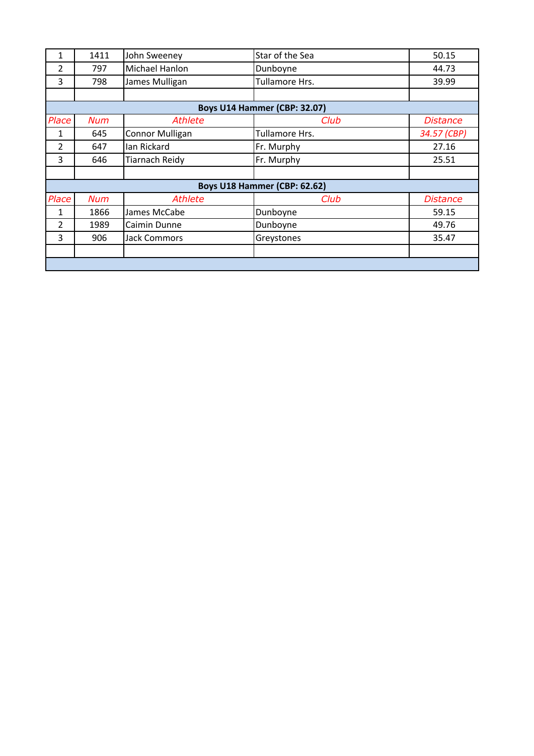| | | | | |
|---|---|---|---|---|
| 1 | 1411 | John Sweeney | Star of the Sea | 50.15 |
| 2 | 797 | Michael Hanlon | Dunboyne | 44.73 |
| 3 | 798 | James Mulligan | Tullamore Hrs. | 39.99 |

**Boys U14 Hammer (CBP: 32.07)**

| *Place* | *Num* | *Athlete* | *Club* | *Distance* |
|---|---|---|---|---|
| 1 | 645 | Connor Mulligan | Tullamore Hrs. | *34.57 (CBP)* |
| 2 | 647 | Ian Rickard | Fr. Murphy | 27.16 |
| 3 | 646 | Tiarnach Reidy | Fr. Murphy | 25.51 |

**Boys U18 Hammer (CBP: 62.62)**

| *Place* | *Num* | *Athlete* | *Club* | *Distance* |
|---|---|---|---|---|
| 1 | 1866 | James McCabe | Dunboyne | 59.15 |
| 2 | 1989 | Caimin Dunne | Dunboyne | 49.76 |
| 3 | 906 | Jack Commors | Greystones | 35.47 |